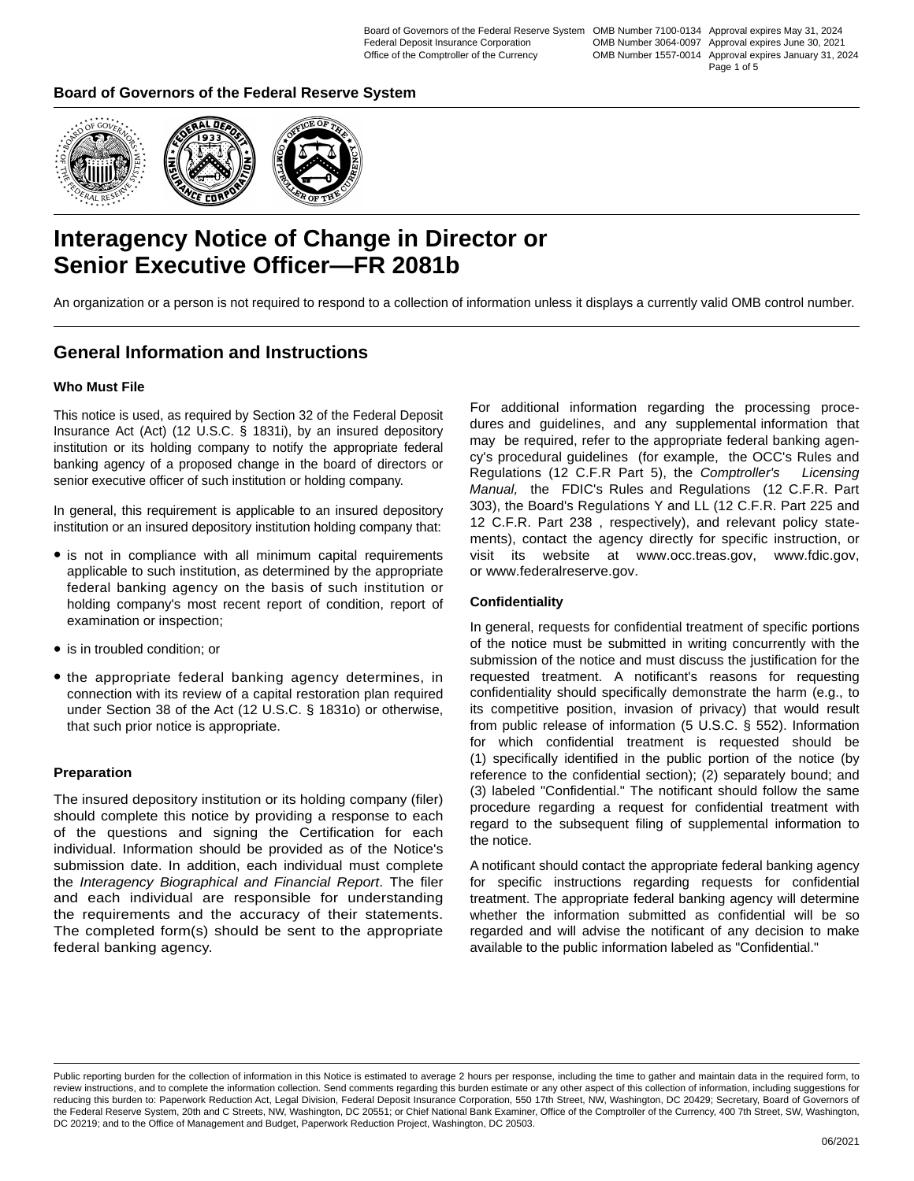Board of Governors of the Federal Reserve System OMB Number 7100-0134 Approval expires May 31, 2024
Federal Deposit Insurance Corporation OMB Number 3064-0097 Approval expires June 30, 2021
Office of the Comptroller of the Currency OMB Number 1557-0014 Approval expires January 31, 2024

**Board of Governors of the Federal Reserve System**

# Interagency Notice of Change in Director or Senior Executive Officer—FR 2081b

An organization or a person is not required to respond to a collection of information unless it displays a currently valid OMB control number.

## General Information and Instructions

### Who Must File

This notice is used, as required by Section 32 of the Federal Deposit Insurance Act (Act) (12 U.S.C. § 1831i), by an insured depository institution or its holding company to notify the appropriate federal banking agency of a proposed change in the board of directors or senior executive officer of such institution or holding company.

In general, this requirement is applicable to an insured depository institution or an insured depository institution holding company that:

- is not in compliance with all minimum capital requirements applicable to such institution, as determined by the appropriate federal banking agency on the basis of such institution or holding company's most recent report of condition, report of examination or inspection;
- is in troubled condition; or
- the appropriate federal banking agency determines, in connection with its review of a capital restoration plan required under Section 38 of the Act (12 U.S.C. § 1831o) or otherwise, that such prior notice is appropriate.

### Preparation

The insured depository institution or its holding company (filer) should complete this notice by providing a response to each of the questions and signing the Certification for each individual. Information should be provided as of the Notice's submission date. In addition, each individual must complete the *Interagency Biographical and Financial Report*. The filer and each individual are responsible for understanding the requirements and the accuracy of their statements. The completed form(s) should be sent to the appropriate federal banking agency.

For additional information regarding the processing procedures and guidelines, and any supplemental information that may be required, refer to the appropriate federal banking agency's procedural guidelines (for example, the OCC's Rules and Regulations (12 C.F.R Part 5), the *Comptroller's Licensing Manual,* the FDIC's Rules and Regulations (12 C.F.R. Part 303), the Board's Regulations Y and LL (12 C.F.R. Part 225 and 12 C.F.R. Part 238 , respectively), and relevant policy statements), contact the agency directly for specific instruction, or visit its website at www.occ.treas.gov, www.fdic.gov, or www.federalreserve.gov.

### Confidentiality

In general, requests for confidential treatment of specific portions of the notice must be submitted in writing concurrently with the submission of the notice and must discuss the justification for the requested treatment. A notificant's reasons for requesting confidentiality should specifically demonstrate the harm (e.g., to its competitive position, invasion of privacy) that would result from public release of information (5 U.S.C. § 552). Information for which confidential treatment is requested should be (1) specifically identified in the public portion of the notice (by reference to the confidential section); (2) separately bound; and (3) labeled "Confidential." The notificant should follow the same procedure regarding a request for confidential treatment with regard to the subsequent filing of supplemental information to the notice.

A notificant should contact the appropriate federal banking agency for specific instructions regarding requests for confidential treatment. The appropriate federal banking agency will determine whether the information submitted as confidential will be so regarded and will advise the notificant of any decision to make available to the public information labeled as "Confidential."

Public reporting burden for the collection of information in this Notice is estimated to average 2 hours per response, including the time to gather and maintain data in the required form, to review instructions, and to complete the information collection. Send comments regarding this burden estimate or any other aspect of this collection of information, including suggestions for reducing this burden to: Paperwork Reduction Act, Legal Division, Federal Deposit Insurance Corporation, 550 17th Street, NW, Washington, DC 20429; Secretary, Board of Governors of the Federal Reserve System, 20th and C Streets, NW, Washington, DC 20551; or Chief National Bank Examiner, Office of the Comptroller of the Currency, 400 7th Street, SW, Washington, DC 20219; and to the Office of Management and Budget, Paperwork Reduction Project, Washington, DC 20503.

06/2021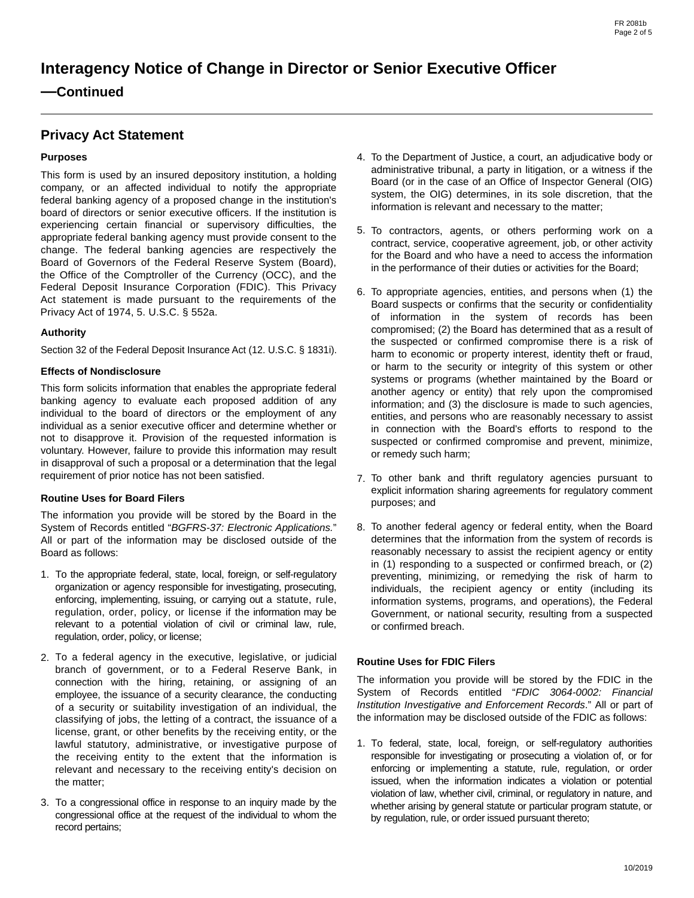# Interagency Notice of Change in Director or Senior Executive Officer —Continued

## Privacy Act Statement

**Purposes**

This form is used by an insured depository institution, a holding company, or an affected individual to notify the appropriate federal banking agency of a proposed change in the institution's board of directors or senior executive officers. If the institution is experiencing certain financial or supervisory difficulties, the appropriate federal banking agency must provide consent to the change. The federal banking agencies are respectively the Board of Governors of the Federal Reserve System (Board), the Office of the Comptroller of the Currency (OCC), and the Federal Deposit Insurance Corporation (FDIC). This Privacy Act statement is made pursuant to the requirements of the Privacy Act of 1974, 5. U.S.C. § 552a.

**Authority**

Section 32 of the Federal Deposit Insurance Act (12. U.S.C. § 1831i).

**Effects of Nondisclosure**

This form solicits information that enables the appropriate federal banking agency to evaluate each proposed addition of any individual to the board of directors or the employment of any individual as a senior executive officer and determine whether or not to disapprove it. Provision of the requested information is voluntary. However, failure to provide this information may result in disapproval of such a proposal or a determination that the legal requirement of prior notice has not been satisfied.

**Routine Uses for Board Filers**

The information you provide will be stored by the Board in the System of Records entitled "*BGFRS-37: Electronic Applications.*" All or part of the information may be disclosed outside of the Board as follows:

1. To the appropriate federal, state, local, foreign, or self-regulatory organization or agency responsible for investigating, prosecuting, enforcing, implementing, issuing, or carrying out a statute, rule, regulation, order, policy, or license if the information may be relevant to a potential violation of civil or criminal law, rule, regulation, order, policy, or license;
2. To a federal agency in the executive, legislative, or judicial branch of government, or to a Federal Reserve Bank, in connection with the hiring, retaining, or assigning of an employee, the issuance of a security clearance, the conducting of a security or suitability investigation of an individual, the classifying of jobs, the letting of a contract, the issuance of a license, grant, or other benefits by the receiving entity, or the lawful statutory, administrative, or investigative purpose of the receiving entity to the extent that the information is relevant and necessary to the receiving entity's decision on the matter;
3. To a congressional office in response to an inquiry made by the congressional office at the request of the individual to whom the record pertains;
4. To the Department of Justice, a court, an adjudicative body or administrative tribunal, a party in litigation, or a witness if the Board (or in the case of an Office of Inspector General (OIG) system, the OIG) determines, in its sole discretion, that the information is relevant and necessary to the matter;
5. To contractors, agents, or others performing work on a contract, service, cooperative agreement, job, or other activity for the Board and who have a need to access the information in the performance of their duties or activities for the Board;
6. To appropriate agencies, entities, and persons when (1) the Board suspects or confirms that the security or confidentiality of information in the system of records has been compromised; (2) the Board has determined that as a result of the suspected or confirmed compromise there is a risk of harm to economic or property interest, identity theft or fraud, or harm to the security or integrity of this system or other systems or programs (whether maintained by the Board or another agency or entity) that rely upon the compromised information; and (3) the disclosure is made to such agencies, entities, and persons who are reasonably necessary to assist in connection with the Board's efforts to respond to the suspected or confirmed compromise and prevent, minimize, or remedy such harm;
7. To other bank and thrift regulatory agencies pursuant to explicit information sharing agreements for regulatory comment purposes; and
8. To another federal agency or federal entity, when the Board determines that the information from the system of records is reasonably necessary to assist the recipient agency or entity in (1) responding to a suspected or confirmed breach, or (2) preventing, minimizing, or remedying the risk of harm to individuals, the recipient agency or entity (including its information systems, programs, and operations), the Federal Government, or national security, resulting from a suspected or confirmed breach.

**Routine Uses for FDIC Filers**

The information you provide will be stored by the FDIC in the System of Records entitled "*FDIC 3064-0002: Financial Institution Investigative and Enforcement Records*." All or part of the information may be disclosed outside of the FDIC as follows:

1. To federal, state, local, foreign, or self-regulatory authorities responsible for investigating or prosecuting a violation of, or for enforcing or implementing a statute, rule, regulation, or order issued, when the information indicates a violation or potential violation of law, whether civil, criminal, or regulatory in nature, and whether arising by general statute or particular program statute, or by regulation, rule, or order issued pursuant thereto;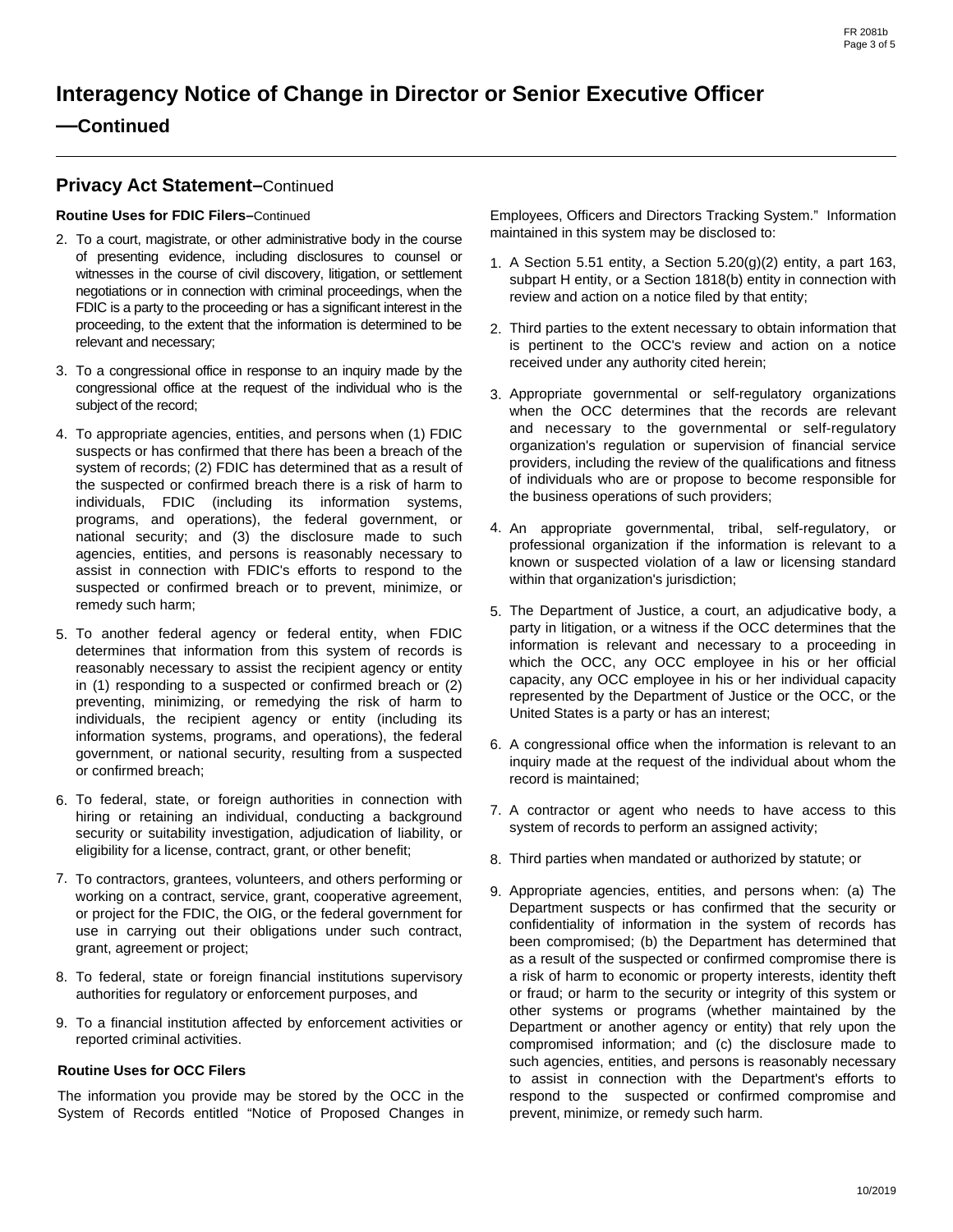# Interagency Notice of Change in Director or Senior Executive Officer —Continued

## Privacy Act Statement–Continued

### Routine Uses for FDIC Filers–Continued

2. To a court, magistrate, or other administrative body in the course of presenting evidence, including disclosures to counsel or witnesses in the course of civil discovery, litigation, or settlement negotiations or in connection with criminal proceedings, when the FDIC is a party to the proceeding or has a significant interest in the proceeding, to the extent that the information is determined to be relevant and necessary;
3. To a congressional office in response to an inquiry made by the congressional office at the request of the individual who is the subject of the record;
4. To appropriate agencies, entities, and persons when (1) FDIC suspects or has confirmed that there has been a breach of the system of records; (2) FDIC has determined that as a result of the suspected or confirmed breach there is a risk of harm to individuals, FDIC (including its information systems, programs, and operations), the federal government, or national security; and (3) the disclosure made to such agencies, entities, and persons is reasonably necessary to assist in connection with FDIC's efforts to respond to the suspected or confirmed breach or to prevent, minimize, or remedy such harm;
5. To another federal agency or federal entity, when FDIC determines that information from this system of records is reasonably necessary to assist the recipient agency or entity in (1) responding to a suspected or confirmed breach or (2) preventing, minimizing, or remedying the risk of harm to individuals, the recipient agency or entity (including its information systems, programs, and operations), the federal government, or national security, resulting from a suspected or confirmed breach;
6. To federal, state, or foreign authorities in connection with hiring or retaining an individual, conducting a background security or suitability investigation, adjudication of liability, or eligibility for a license, contract, grant, or other benefit;
7. To contractors, grantees, volunteers, and others performing or working on a contract, service, grant, cooperative agreement, or project for the FDIC, the OIG, or the federal government for use in carrying out their obligations under such contract, grant, agreement or project;
8. To federal, state or foreign financial institutions supervisory authorities for regulatory or enforcement purposes, and
9. To a financial institution affected by enforcement activities or reported criminal activities.

### Routine Uses for OCC Filers

The information you provide may be stored by the OCC in the System of Records entitled "Notice of Proposed Changes in Employees, Officers and Directors Tracking System." Information maintained in this system may be disclosed to:

1. A Section 5.51 entity, a Section 5.20(g)(2) entity, a part 163, subpart H entity, or a Section 1818(b) entity in connection with review and action on a notice filed by that entity;
2. Third parties to the extent necessary to obtain information that is pertinent to the OCC's review and action on a notice received under any authority cited herein;
3. Appropriate governmental or self-regulatory organizations when the OCC determines that the records are relevant and necessary to the governmental or self-regulatory organization's regulation or supervision of financial service providers, including the review of the qualifications and fitness of individuals who are or propose to become responsible for the business operations of such providers;
4. An appropriate governmental, tribal, self-regulatory, or professional organization if the information is relevant to a known or suspected violation of a law or licensing standard within that organization's jurisdiction;
5. The Department of Justice, a court, an adjudicative body, a party in litigation, or a witness if the OCC determines that the information is relevant and necessary to a proceeding in which the OCC, any OCC employee in his or her official capacity, any OCC employee in his or her individual capacity represented by the Department of Justice or the OCC, or the United States is a party or has an interest;
6. A congressional office when the information is relevant to an inquiry made at the request of the individual about whom the record is maintained;
7. A contractor or agent who needs to have access to this system of records to perform an assigned activity;
8. Third parties when mandated or authorized by statute; or
9. Appropriate agencies, entities, and persons when: (a) The Department suspects or has confirmed that the security or confidentiality of information in the system of records has been compromised; (b) the Department has determined that as a result of the suspected or confirmed compromise there is a risk of harm to economic or property interests, identity theft or fraud; or harm to the security or integrity of this system or other systems or programs (whether maintained by the Department or another agency or entity) that rely upon the compromised information; and (c) the disclosure made to such agencies, entities, and persons is reasonably necessary to assist in connection with the Department's efforts to respond to the suspected or confirmed compromise and prevent, minimize, or remedy such harm.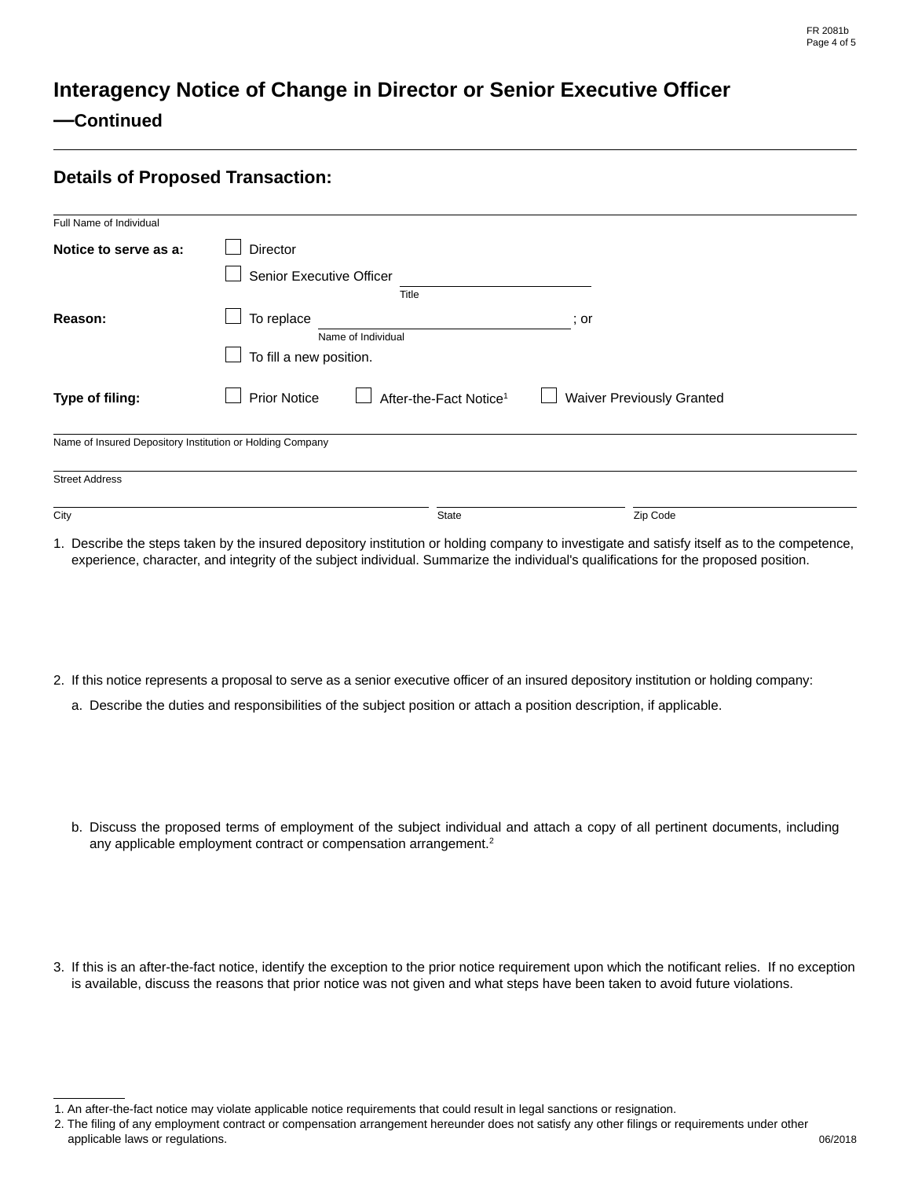# Interagency Notice of Change in Director or Senior Executive Officer —Continued

## Details of Proposed Transaction:

Full Name of Individual

**Notice to serve as a:** ☐ Director

☐ Senior Executive Officer ______________ Title

**Reason:** ☐ To replace ______________ (Name of Individual); or

☐ To fill a new position.

**Type of filing:** ☐ Prior Notice ☐ After-the-Fact Notice[1] ☐ Waiver Previously Granted

Name of Insured Depository Institution or Holding Company

Street Address

City | State | Zip Code

1. Describe the steps taken by the insured depository institution or holding company to investigate and satisfy itself as to the competence, experience, character, and integrity of the subject individual. Summarize the individual's qualifications for the proposed position.

2. If this notice represents a proposal to serve as a senior executive officer of an insured depository institution or holding company:

   a. Describe the duties and responsibilities of the subject position or attach a position description, if applicable.

   b. Discuss the proposed terms of employment of the subject individual and attach a copy of all pertinent documents, including any applicable employment contract or compensation arrangement.[2]

3. If this is an after-the-fact notice, identify the exception to the prior notice requirement upon which the notificant relies. If no exception is available, discuss the reasons that prior notice was not given and what steps have been taken to avoid future violations.

---

1. An after-the-fact notice may violate applicable notice requirements that could result in legal sanctions or resignation.
2. The filing of any employment contract or compensation arrangement hereunder does not satisfy any other filings or requirements under other applicable laws or regulations.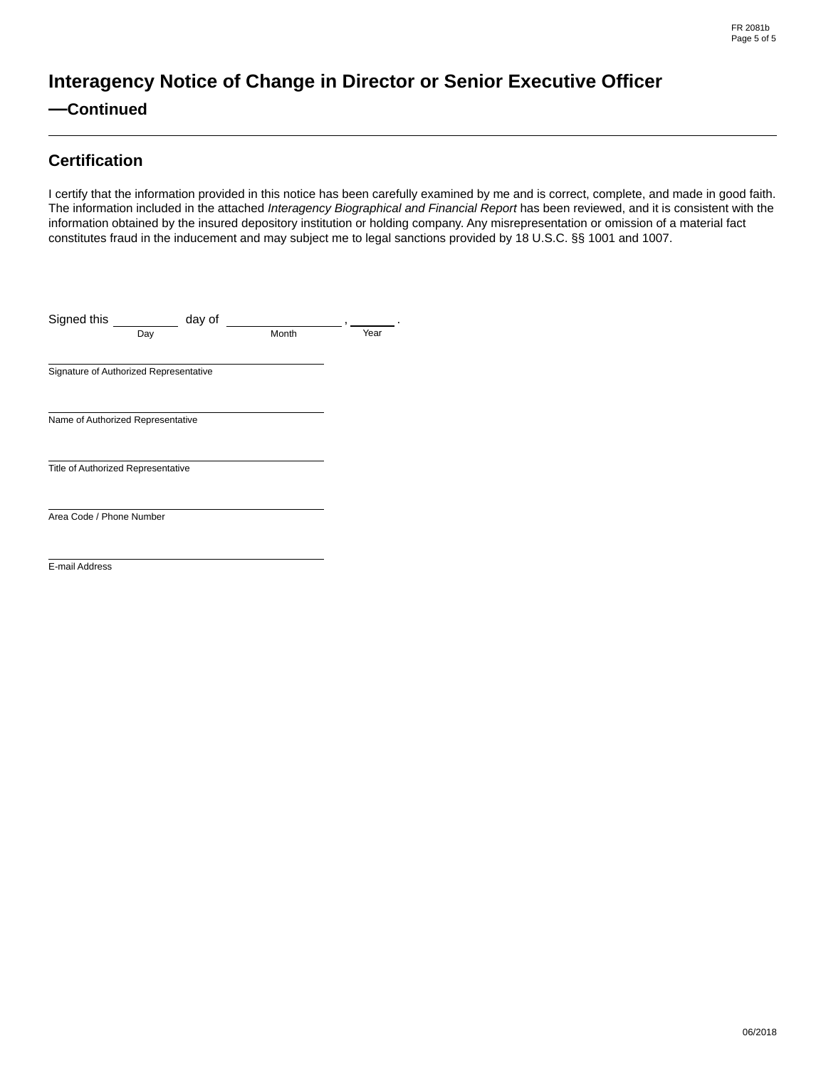# Interagency Notice of Change in Director or Senior Executive Officer

## —Continued

---

## Certification

I certify that the information provided in this notice has been carefully examined by me and is correct, complete, and made in good faith. The information included in the attached *Interagency Biographical and Financial Report* has been reviewed, and it is consistent with the information obtained by the insured depository institution or holding company. Any misrepresentation or omission of a material fact constitutes fraud in the inducement and may subject me to legal sanctions provided by 18 U.S.C. §§ 1001 and 1007.

Signed this __________ day of __________________ , ______ .
(Day) (Month) (Year)

______________________________________
Signature of Authorized Representative

______________________________________
Name of Authorized Representative

______________________________________
Title of Authorized Representative

______________________________________
Area Code / Phone Number

______________________________________
E-mail Address